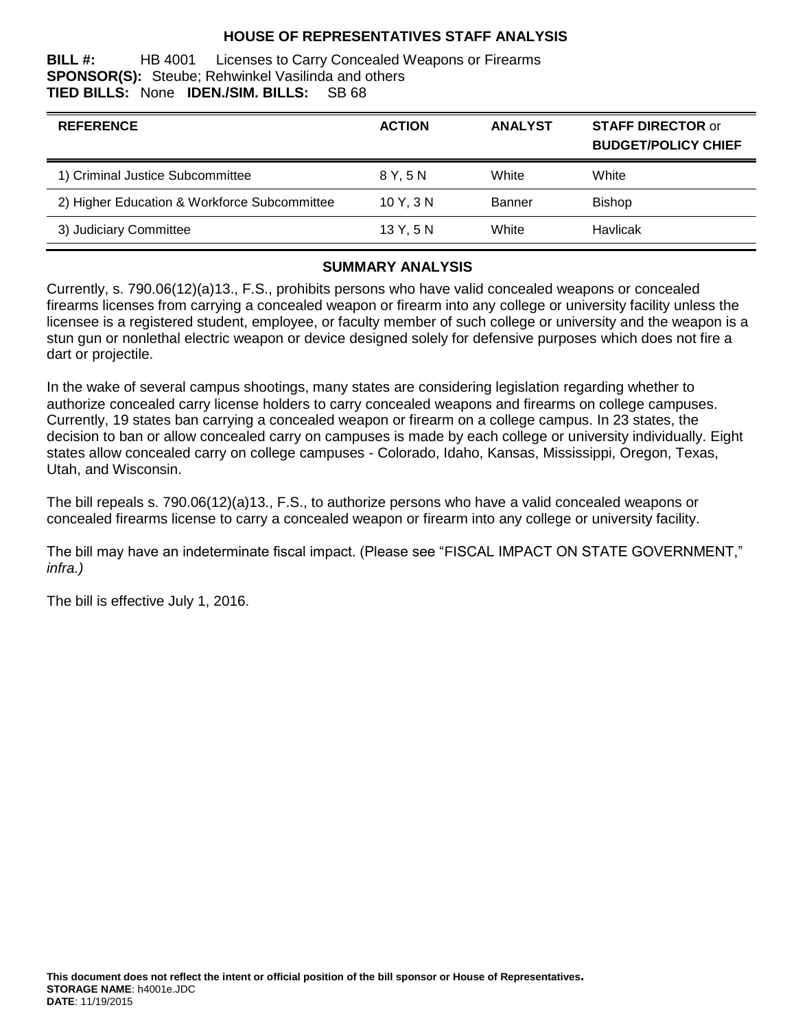# HOUSE OF REPRESENTATIVES STAFF ANALYSIS

**BILL #:** HB 4001 Licenses to Carry Concealed Weapons or Firearms
**SPONSOR(S):** Steube; Rehwinkel Vasilinda and others
**TIED BILLS:** None **IDEN./SIM. BILLS:** SB 68

| REFERENCE | ACTION | ANALYST | STAFF DIRECTOR or BUDGET/POLICY CHIEF |
|---|---|---|---|
| 1) Criminal Justice Subcommittee | 8 Y, 5 N | White | White |
| 2) Higher Education & Workforce Subcommittee | 10 Y, 3 N | Banner | Bishop |
| 3) Judiciary Committee | 13 Y, 5 N | White | Havlicak |

## SUMMARY ANALYSIS

Currently, s. 790.06(12)(a)13., F.S., prohibits persons who have valid concealed weapons or concealed firearms licenses from carrying a concealed weapon or firearm into any college or university facility unless the licensee is a registered student, employee, or faculty member of such college or university and the weapon is a stun gun or nonlethal electric weapon or device designed solely for defensive purposes which does not fire a dart or projectile.

In the wake of several campus shootings, many states are considering legislation regarding whether to authorize concealed carry license holders to carry concealed weapons and firearms on college campuses. Currently, 19 states ban carrying a concealed weapon or firearm on a college campus. In 23 states, the decision to ban or allow concealed carry on campuses is made by each college or university individually. Eight states allow concealed carry on college campuses - Colorado, Idaho, Kansas, Mississippi, Oregon, Texas, Utah, and Wisconsin.

The bill repeals s. 790.06(12)(a)13., F.S., to authorize persons who have a valid concealed weapons or concealed firearms license to carry a concealed weapon or firearm into any college or university facility.

The bill may have an indeterminate fiscal impact. (Please see "FISCAL IMPACT ON STATE GOVERNMENT," *infra.)*

The bill is effective July 1, 2016.

**This document does not reflect the intent or official position of the bill sponsor or House of Representatives.**
**STORAGE NAME**: h4001e.JDC
**DATE**: 11/19/2015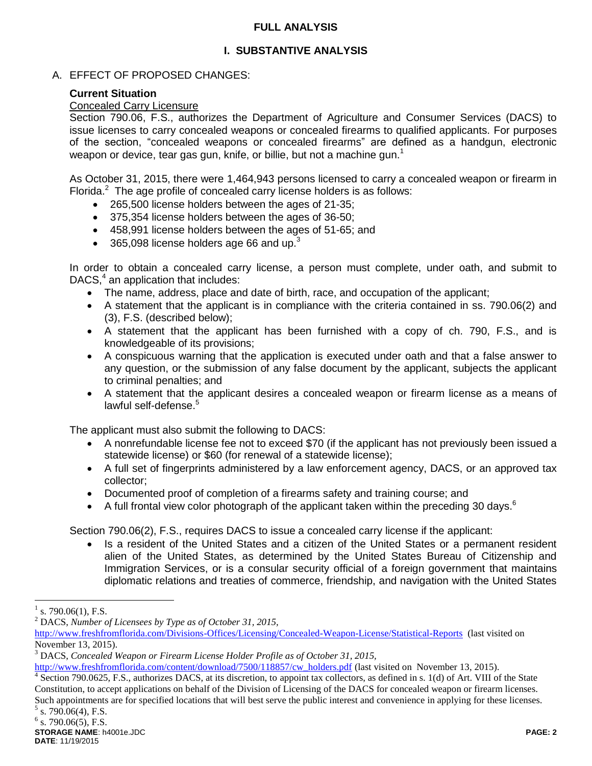## FULL ANALYSIS

## I. SUBSTANTIVE ANALYSIS

A. EFFECT OF PROPOSED CHANGES:

**Current Situation**

Concealed Carry Licensure

Section 790.06, F.S., authorizes the Department of Agriculture and Consumer Services (DACS) to issue licenses to carry concealed weapons or concealed firearms to qualified applicants. For purposes of the section, "concealed weapons or concealed firearms" are defined as a handgun, electronic weapon or device, tear gas gun, knife, or billie, but not a machine gun.[1]

As October 31, 2015, there were 1,464,943 persons licensed to carry a concealed weapon or firearm in Florida.[2] The age profile of concealed carry license holders is as follows:

- 265,500 license holders between the ages of 21-35;
- 375,354 license holders between the ages of 36-50;
- 458,991 license holders between the ages of 51-65; and
- 365,098 license holders age 66 and up.[3]

In order to obtain a concealed carry license, a person must complete, under oath, and submit to DACS,[4] an application that includes:

- The name, address, place and date of birth, race, and occupation of the applicant;
- A statement that the applicant is in compliance with the criteria contained in ss. 790.06(2) and (3), F.S. (described below);
- A statement that the applicant has been furnished with a copy of ch. 790, F.S., and is knowledgeable of its provisions;
- A conspicuous warning that the application is executed under oath and that a false answer to any question, or the submission of any false document by the applicant, subjects the applicant to criminal penalties; and
- A statement that the applicant desires a concealed weapon or firearm license as a means of lawful self-defense.[5]

The applicant must also submit the following to DACS:

- A nonrefundable license fee not to exceed $70 (if the applicant has not previously been issued a statewide license) or $60 (for renewal of a statewide license);
- A full set of fingerprints administered by a law enforcement agency, DACS, or an approved tax collector;
- Documented proof of completion of a firearms safety and training course; and
- A full frontal view color photograph of the applicant taken within the preceding 30 days.[6]

Section 790.06(2), F.S., requires DACS to issue a concealed carry license if the applicant:

- Is a resident of the United States and a citizen of the United States or a permanent resident alien of the United States, as determined by the United States Bureau of Citizenship and Immigration Services, or is a consular security official of a foreign government that maintains diplomatic relations and treaties of commerce, friendship, and navigation with the United States

---

[1] s. 790.06(1), F.S.

[2] DACS, *Number of Licensees by Type as of October 31, 2015,* http://www.freshfromflorida.com/Divisions-Offices/Licensing/Concealed-Weapon-License/Statistical-Reports (last visited on November 13, 2015).

[3] DACS, *Concealed Weapon or Firearm License Holder Profile as of October 31, 2015,* http://www.freshfromflorida.com/content/download/7500/118857/cw_holders.pdf (last visited on November 13, 2015).

[4] Section 790.0625, F.S., authorizes DACS, at its discretion, to appoint tax collectors, as defined in s. 1(d) of Art. VIII of the State Constitution, to accept applications on behalf of the Division of Licensing of the DACS for concealed weapon or firearm licenses. Such appointments are for specified locations that will best serve the public interest and convenience in applying for these licenses.

[5] s. 790.06(4), F.S.

[6] s. 790.06(5), F.S.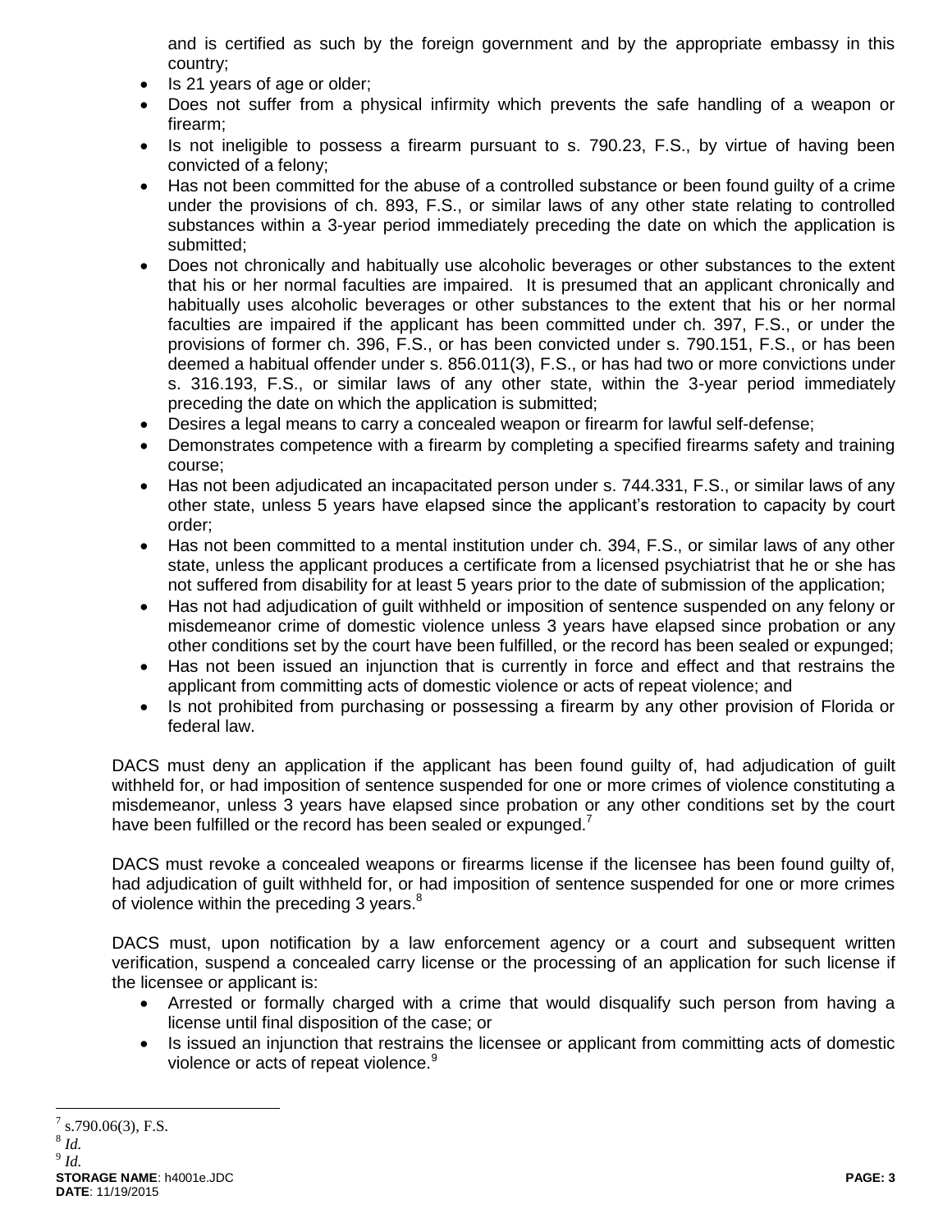and is certified as such by the foreign government and by the appropriate embassy in this country;

- Is 21 years of age or older;
- Does not suffer from a physical infirmity which prevents the safe handling of a weapon or firearm;
- Is not ineligible to possess a firearm pursuant to s. 790.23, F.S., by virtue of having been convicted of a felony;
- Has not been committed for the abuse of a controlled substance or been found guilty of a crime under the provisions of ch. 893, F.S., or similar laws of any other state relating to controlled substances within a 3-year period immediately preceding the date on which the application is submitted;
- Does not chronically and habitually use alcoholic beverages or other substances to the extent that his or her normal faculties are impaired. It is presumed that an applicant chronically and habitually uses alcoholic beverages or other substances to the extent that his or her normal faculties are impaired if the applicant has been committed under ch. 397, F.S., or under the provisions of former ch. 396, F.S., or has been convicted under s. 790.151, F.S., or has been deemed a habitual offender under s. 856.011(3), F.S., or has had two or more convictions under s. 316.193, F.S., or similar laws of any other state, within the 3-year period immediately preceding the date on which the application is submitted;
- Desires a legal means to carry a concealed weapon or firearm for lawful self-defense;
- Demonstrates competence with a firearm by completing a specified firearms safety and training course;
- Has not been adjudicated an incapacitated person under s. 744.331, F.S., or similar laws of any other state, unless 5 years have elapsed since the applicant's restoration to capacity by court order;
- Has not been committed to a mental institution under ch. 394, F.S., or similar laws of any other state, unless the applicant produces a certificate from a licensed psychiatrist that he or she has not suffered from disability for at least 5 years prior to the date of submission of the application;
- Has not had adjudication of guilt withheld or imposition of sentence suspended on any felony or misdemeanor crime of domestic violence unless 3 years have elapsed since probation or any other conditions set by the court have been fulfilled, or the record has been sealed or expunged;
- Has not been issued an injunction that is currently in force and effect and that restrains the applicant from committing acts of domestic violence or acts of repeat violence; and
- Is not prohibited from purchasing or possessing a firearm by any other provision of Florida or federal law.

DACS must deny an application if the applicant has been found guilty of, had adjudication of guilt withheld for, or had imposition of sentence suspended for one or more crimes of violence constituting a misdemeanor, unless 3 years have elapsed since probation or any other conditions set by the court have been fulfilled or the record has been sealed or expunged.[7]

DACS must revoke a concealed weapons or firearms license if the licensee has been found guilty of, had adjudication of guilt withheld for, or had imposition of sentence suspended for one or more crimes of violence within the preceding 3 years.[8]

DACS must, upon notification by a law enforcement agency or a court and subsequent written verification, suspend a concealed carry license or the processing of an application for such license if the licensee or applicant is:

- Arrested or formally charged with a crime that would disqualify such person from having a license until final disposition of the case; or
- Is issued an injunction that restrains the licensee or applicant from committing acts of domestic violence or acts of repeat violence.[9]

[7] s.790.06(3), F.S.
[8] *Id.*
[9] *Id.*

**STORAGE NAME**: h4001e.JDC
**DATE**: 11/19/2015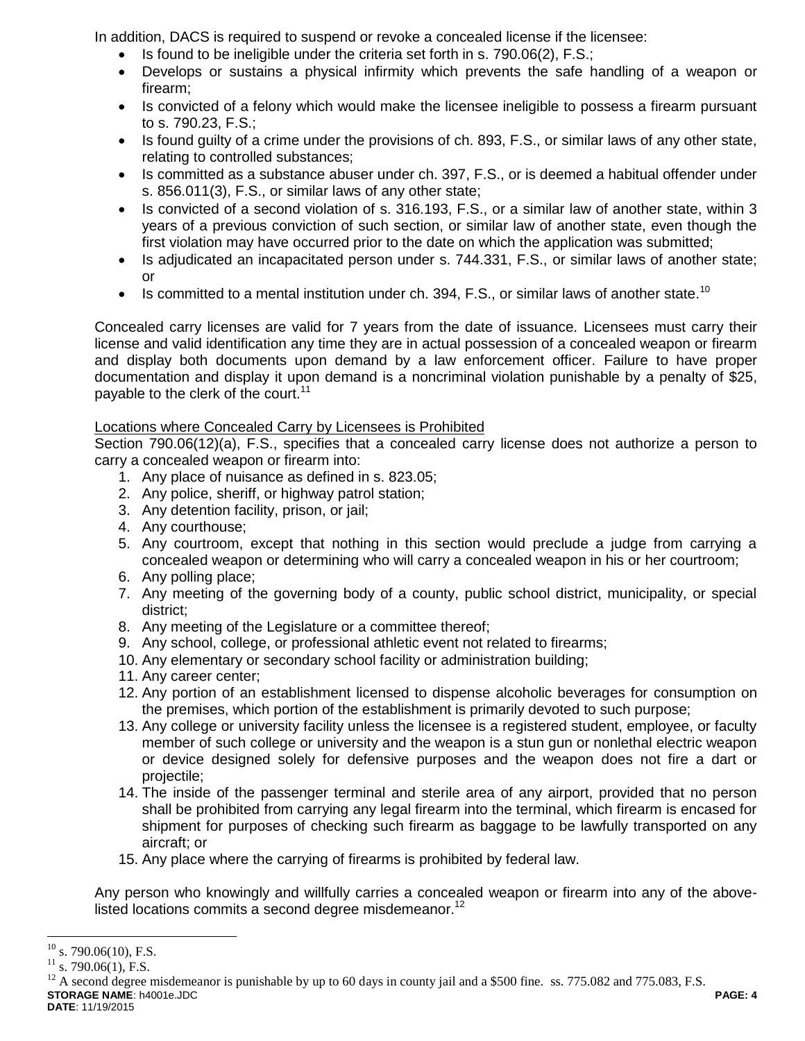In addition, DACS is required to suspend or revoke a concealed license if the licensee:

- Is found to be ineligible under the criteria set forth in s. 790.06(2), F.S.;
- Develops or sustains a physical infirmity which prevents the safe handling of a weapon or firearm;
- Is convicted of a felony which would make the licensee ineligible to possess a firearm pursuant to s. 790.23, F.S.;
- Is found guilty of a crime under the provisions of ch. 893, F.S., or similar laws of any other state, relating to controlled substances;
- Is committed as a substance abuser under ch. 397, F.S., or is deemed a habitual offender under s. 856.011(3), F.S., or similar laws of any other state;
- Is convicted of a second violation of s. 316.193, F.S., or a similar law of another state, within 3 years of a previous conviction of such section, or similar law of another state, even though the first violation may have occurred prior to the date on which the application was submitted;
- Is adjudicated an incapacitated person under s. 744.331, F.S., or similar laws of another state; or
- Is committed to a mental institution under ch. 394, F.S., or similar laws of another state.[10]

Concealed carry licenses are valid for 7 years from the date of issuance. Licensees must carry their license and valid identification any time they are in actual possession of a concealed weapon or firearm and display both documents upon demand by a law enforcement officer. Failure to have proper documentation and display it upon demand is a noncriminal violation punishable by a penalty of $25, payable to the clerk of the court.[11]

<u>Locations where Concealed Carry by Licensees is Prohibited</u>

Section 790.06(12)(a), F.S., specifies that a concealed carry license does not authorize a person to carry a concealed weapon or firearm into:

1. Any place of nuisance as defined in s. 823.05;
2. Any police, sheriff, or highway patrol station;
3. Any detention facility, prison, or jail;
4. Any courthouse;
5. Any courtroom, except that nothing in this section would preclude a judge from carrying a concealed weapon or determining who will carry a concealed weapon in his or her courtroom;
6. Any polling place;
7. Any meeting of the governing body of a county, public school district, municipality, or special district;
8. Any meeting of the Legislature or a committee thereof;
9. Any school, college, or professional athletic event not related to firearms;
10. Any elementary or secondary school facility or administration building;
11. Any career center;
12. Any portion of an establishment licensed to dispense alcoholic beverages for consumption on the premises, which portion of the establishment is primarily devoted to such purpose;
13. Any college or university facility unless the licensee is a registered student, employee, or faculty member of such college or university and the weapon is a stun gun or nonlethal electric weapon or device designed solely for defensive purposes and the weapon does not fire a dart or projectile;
14. The inside of the passenger terminal and sterile area of any airport, provided that no person shall be prohibited from carrying any legal firearm into the terminal, which firearm is encased for shipment for purposes of checking such firearm as baggage to be lawfully transported on any aircraft; or
15. Any place where the carrying of firearms is prohibited by federal law.

Any person who knowingly and willfully carries a concealed weapon or firearm into any of the above-listed locations commits a second degree misdemeanor.[12]

---

[10] s. 790.06(10), F.S.

[11] s. 790.06(1), F.S.

[12] A second degree misdemeanor is punishable by up to 60 days in county jail and a $500 fine. ss. 775.082 and 775.083, F.S.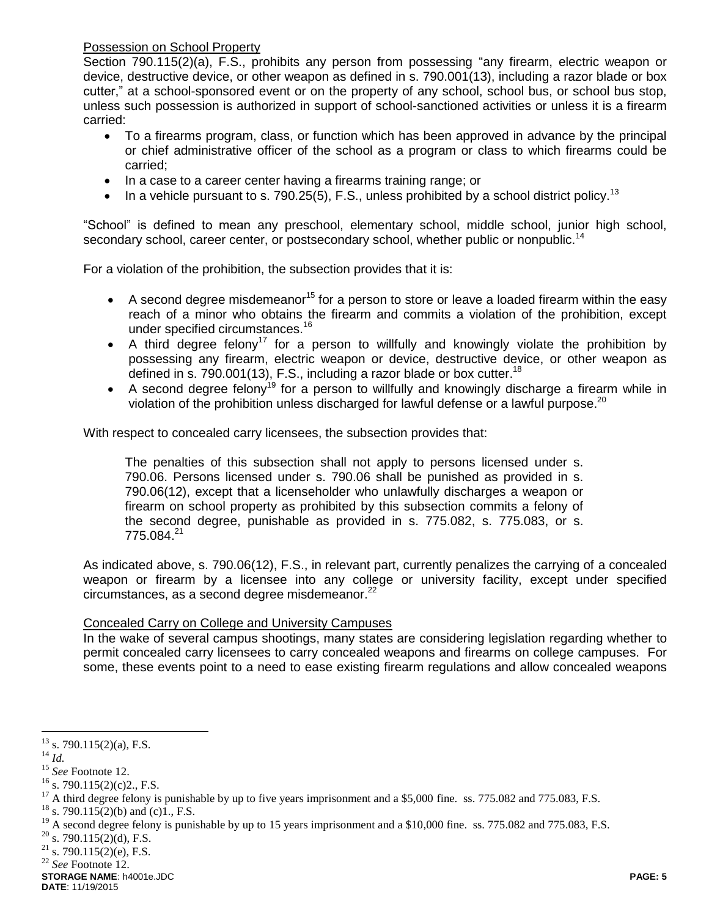Possession on School Property

Section 790.115(2)(a), F.S., prohibits any person from possessing "any firearm, electric weapon or device, destructive device, or other weapon as defined in s. 790.001(13), including a razor blade or box cutter," at a school-sponsored event or on the property of any school, school bus, or school bus stop, unless such possession is authorized in support of school-sanctioned activities or unless it is a firearm carried:

- To a firearms program, class, or function which has been approved in advance by the principal or chief administrative officer of the school as a program or class to which firearms could be carried;
- In a case to a career center having a firearms training range; or
- In a vehicle pursuant to s. 790.25(5), F.S., unless prohibited by a school district policy.[13]

"School" is defined to mean any preschool, elementary school, middle school, junior high school, secondary school, career center, or postsecondary school, whether public or nonpublic.[14]

For a violation of the prohibition, the subsection provides that it is:

- A second degree misdemeanor[15] for a person to store or leave a loaded firearm within the easy reach of a minor who obtains the firearm and commits a violation of the prohibition, except under specified circumstances.[16]
- A third degree felony[17] for a person to willfully and knowingly violate the prohibition by possessing any firearm, electric weapon or device, destructive device, or other weapon as defined in s. 790.001(13), F.S., including a razor blade or box cutter.[18]
- A second degree felony[19] for a person to willfully and knowingly discharge a firearm while in violation of the prohibition unless discharged for lawful defense or a lawful purpose.[20]

With respect to concealed carry licensees, the subsection provides that:

> The penalties of this subsection shall not apply to persons licensed under s. 790.06. Persons licensed under s. 790.06 shall be punished as provided in s. 790.06(12), except that a licenseholder who unlawfully discharges a weapon or firearm on school property as prohibited by this subsection commits a felony of the second degree, punishable as provided in s. 775.082, s. 775.083, or s. 775.084.[21]

As indicated above, s. 790.06(12), F.S., in relevant part, currently penalizes the carrying of a concealed weapon or firearm by a licensee into any college or university facility, except under specified circumstances, as a second degree misdemeanor.[22]

Concealed Carry on College and University Campuses

In the wake of several campus shootings, many states are considering legislation regarding whether to permit concealed carry licensees to carry concealed weapons and firearms on college campuses. For some, these events point to a need to ease existing firearm regulations and allow concealed weapons

---

[13] s. 790.115(2)(a), F.S.
[14] *Id.*
[15] *See* Footnote 12.
[16] s. 790.115(2)(c)2., F.S.
[17] A third degree felony is punishable by up to five years imprisonment and a $5,000 fine. ss. 775.082 and 775.083, F.S.
[18] s. 790.115(2)(b) and (c)1., F.S.
[19] A second degree felony is punishable by up to 15 years imprisonment and a $10,000 fine. ss. 775.082 and 775.083, F.S.
[20] s. 790.115(2)(d), F.S.
[21] s. 790.115(2)(e), F.S.
[22] *See* Footnote 12.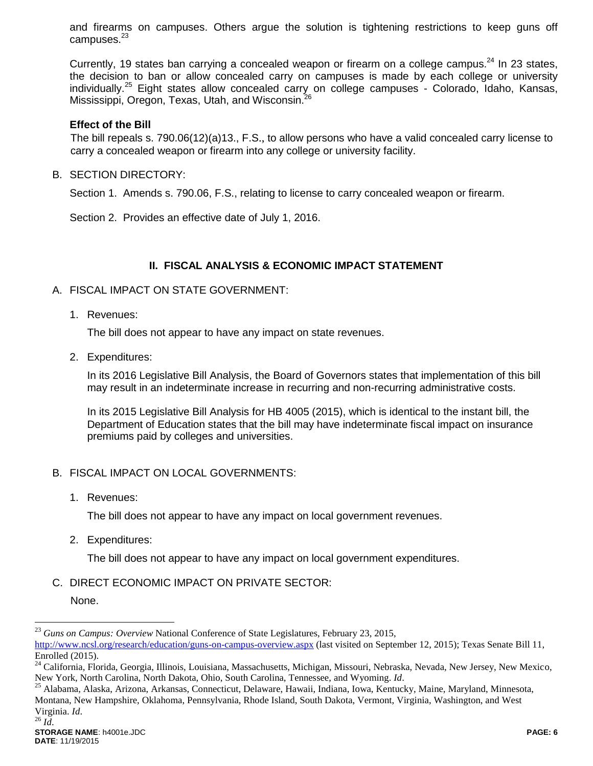and firearms on campuses. Others argue the solution is tightening restrictions to keep guns off campuses.[23]

Currently, 19 states ban carrying a concealed weapon or firearm on a college campus.[24] In 23 states, the decision to ban or allow concealed carry on campuses is made by each college or university individually.[25] Eight states allow concealed carry on college campuses - Colorado, Idaho, Kansas, Mississippi, Oregon, Texas, Utah, and Wisconsin.[26]

**Effect of the Bill**

The bill repeals s. 790.06(12)(a)13., F.S., to allow persons who have a valid concealed carry license to carry a concealed weapon or firearm into any college or university facility.

B. SECTION DIRECTORY:

Section 1. Amends s. 790.06, F.S., relating to license to carry concealed weapon or firearm.

Section 2. Provides an effective date of July 1, 2016.

## II. FISCAL ANALYSIS & ECONOMIC IMPACT STATEMENT

A. FISCAL IMPACT ON STATE GOVERNMENT:

1. Revenues:

   The bill does not appear to have any impact on state revenues.

2. Expenditures:

   In its 2016 Legislative Bill Analysis, the Board of Governors states that implementation of this bill may result in an indeterminate increase in recurring and non-recurring administrative costs.

   In its 2015 Legislative Bill Analysis for HB 4005 (2015), which is identical to the instant bill, the Department of Education states that the bill may have indeterminate fiscal impact on insurance premiums paid by colleges and universities.

B. FISCAL IMPACT ON LOCAL GOVERNMENTS:

1. Revenues:

   The bill does not appear to have any impact on local government revenues.

2. Expenditures:

   The bill does not appear to have any impact on local government expenditures.

C. DIRECT ECONOMIC IMPACT ON PRIVATE SECTOR:

None.

---

[23] *Guns on Campus: Overview* National Conference of State Legislatures, February 23, 2015, http://www.ncsl.org/research/education/guns-on-campus-overview.aspx (last visited on September 12, 2015); Texas Senate Bill 11, Enrolled (2015).

[24] California, Florida, Georgia, Illinois, Louisiana, Massachusetts, Michigan, Missouri, Nebraska, Nevada, New Jersey, New Mexico, New York, North Carolina, North Dakota, Ohio, South Carolina, Tennessee, and Wyoming. *Id*.

[25] Alabama, Alaska, Arizona, Arkansas, Connecticut, Delaware, Hawaii, Indiana, Iowa, Kentucky, Maine, Maryland, Minnesota, Montana, New Hampshire, Oklahoma, Pennsylvania, Rhode Island, South Dakota, Vermont, Virginia, Washington, and West Virginia. *Id*.

[26] *Id*.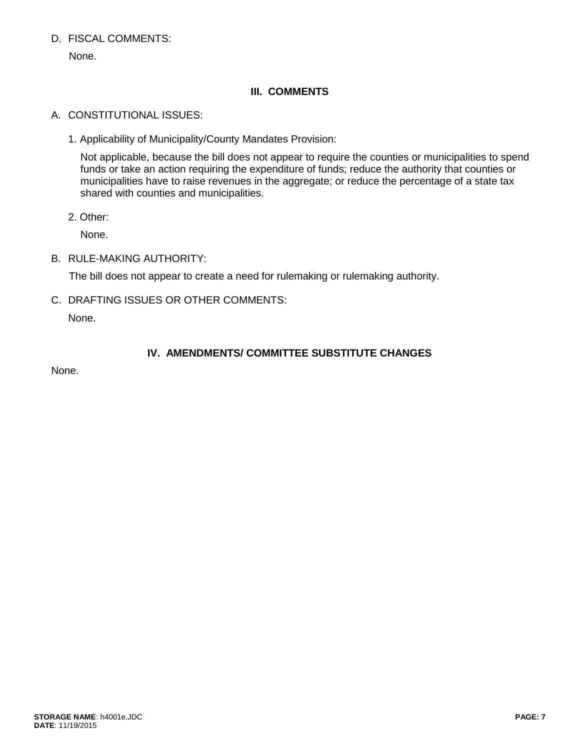D. FISCAL COMMENTS:

None.

## III. COMMENTS

A. CONSTITUTIONAL ISSUES:

1. Applicability of Municipality/County Mandates Provision:

Not applicable, because the bill does not appear to require the counties or municipalities to spend funds or take an action requiring the expenditure of funds; reduce the authority that counties or municipalities have to raise revenues in the aggregate; or reduce the percentage of a state tax shared with counties and municipalities.

2. Other:

None.

B. RULE-MAKING AUTHORITY:

The bill does not appear to create a need for rulemaking or rulemaking authority.

C. DRAFTING ISSUES OR OTHER COMMENTS:

None.

## IV. AMENDMENTS/ COMMITTEE SUBSTITUTE CHANGES

None.